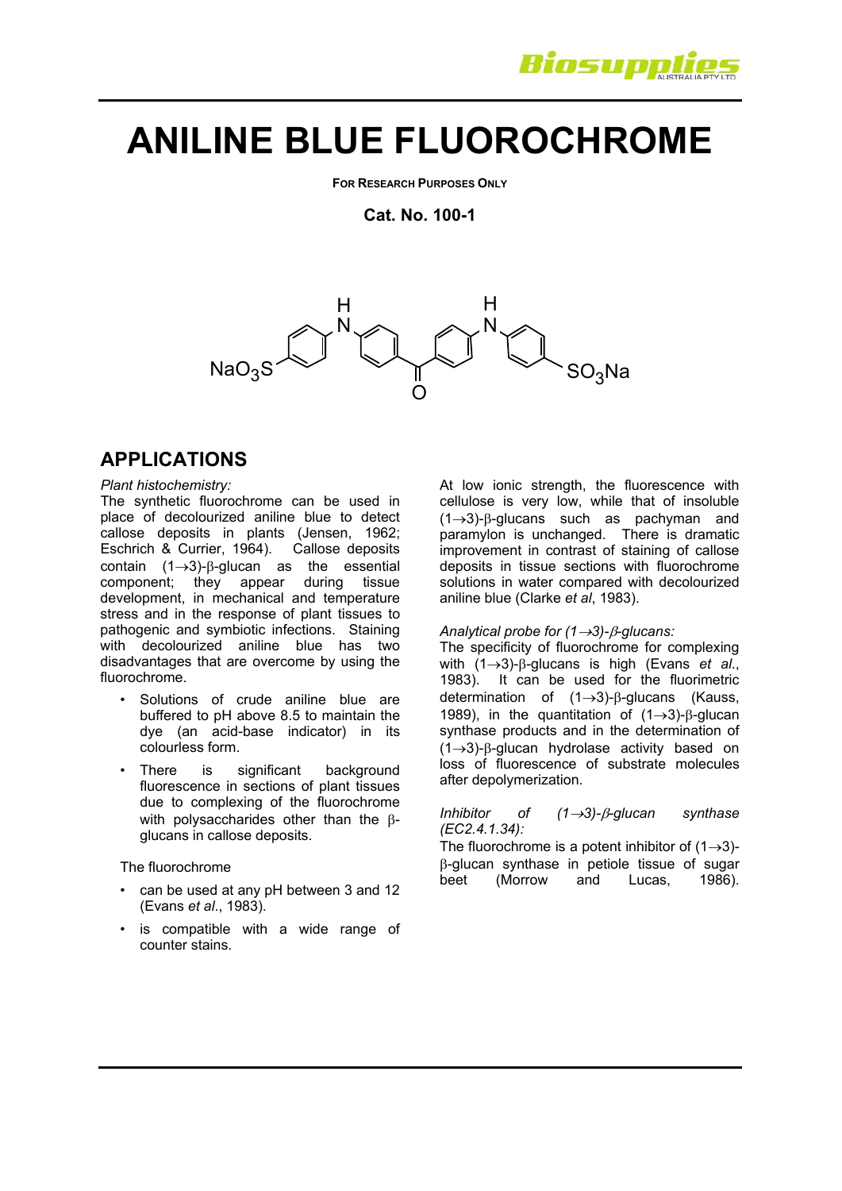# ANILINE BLUE FLUOROCHROME

**For Research Purposes Only**

**Cat. No. 100-1**

## APPLICATIONS

*Plant histochemistry:*

The synthetic fluorochrome can be used in place of decolourized aniline blue to detect callose deposits in plants (Jensen, 1962; Eschrich & Currier, 1964). Callose deposits contain (1→3)-β-glucan as the essential component; they appear during tissue development, in mechanical and temperature stress and in the response of plant tissues to pathogenic and symbiotic infections. Staining with decolourized aniline blue has two disadvantages that are overcome by using the fluorochrome.

- Solutions of crude aniline blue are buffered to pH above 8.5 to maintain the dye (an acid-base indicator) in its colourless form.
- There is significant background fluorescence in sections of plant tissues due to complexing of the fluorochrome with polysaccharides other than the β-glucans in callose deposits.

The fluorochrome

- can be used at any pH between 3 and 12 (Evans *et al*., 1983).
- is compatible with a wide range of counter stains.

At low ionic strength, the fluorescence with cellulose is very low, while that of insoluble (1→3)-β-glucans such as pachyman and paramylon is unchanged. There is dramatic improvement in contrast of staining of callose deposits in tissue sections with fluorochrome solutions in water compared with decolourized aniline blue (Clarke *et al*, 1983).

*Analytical probe for (1→3)-β-glucans:*

The specificity of fluorochrome for complexing with (1→3)-β-glucans is high (Evans *et al*., 1983). It can be used for the fluorimetric determination of (1→3)-β-glucans (Kauss, 1989), in the quantitation of (1→3)-β-glucan synthase products and in the determination of (1→3)-β-glucan hydrolase activity based on loss of fluorescence of substrate molecules after depolymerization.

*Inhibitor of (1→3)-β-glucan synthase (EC2.4.1.34):*

The fluorochrome is a potent inhibitor of (1→3)-β-glucan synthase in petiole tissue of sugar beet (Morrow and Lucas, 1986).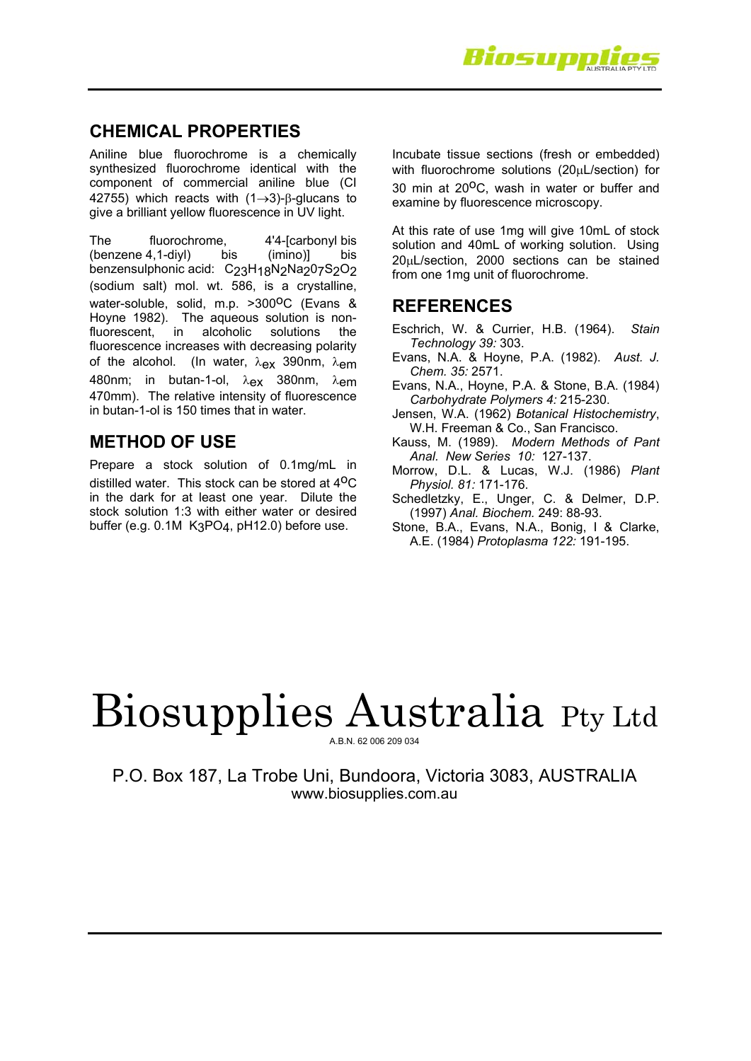## CHEMICAL PROPERTIES

Aniline blue fluorochrome is a chemically synthesized fluorochrome identical with the component of commercial aniline blue (CI 42755) which reacts with (1→3)-β-glucans to give a brilliant yellow fluorescence in UV light.

The fluorochrome, 4'4-[carbonyl bis (benzene 4,1-diyl) bis (imino)] bis benzensulphonic acid: $C_{23}H_{18}N_2Na_20_7S_2O_2$ (sodium salt) mol. wt. 586, is a crystalline, water-soluble, solid, m.p. >300$^o$C (Evans & Hoyne 1982). The aqueous solution is non-fluorescent, in alcoholic solutions the fluorescence increases with decreasing polarity of the alcohol. (In water, $\lambda_{ex}$ 390nm, $\lambda_{em}$ 480nm; in butan-1-ol, $\lambda_{ex}$ 380nm, $\lambda_{em}$ 470mm). The relative intensity of fluorescence in butan-1-ol is 150 times that in water.

## METHOD OF USE

Prepare a stock solution of 0.1mg/mL in distilled water. This stock can be stored at 4$^o$C in the dark for at least one year. Dilute the stock solution 1:3 with either water or desired buffer (e.g. 0.1M $K_3PO_4$, pH12.0) before use.

Incubate tissue sections (fresh or embedded) with fluorochrome solutions (20μL/section) for 30 min at 20$^o$C, wash in water or buffer and examine by fluorescence microscopy.

At this rate of use 1mg will give 10mL of stock solution and 40mL of working solution. Using 20μL/section, 2000 sections can be stained from one 1mg unit of fluorochrome.

## REFERENCES

Eschrich, W. & Currier, H.B. (1964). *Stain Technology 39:* 303.

Evans, N.A. & Hoyne, P.A. (1982). *Aust. J. Chem. 35:* 2571.

Evans, N.A., Hoyne, P.A. & Stone, B.A. (1984) *Carbohydrate Polymers 4:* 215-230.

Jensen, W.A. (1962) *Botanical Histochemistry*, W.H. Freeman & Co., San Francisco.

Kauss, M. (1989). *Modern Methods of Pant Anal. New Series 10:* 127-137.

Morrow, D.L. & Lucas, W.J. (1986) *Plant Physiol. 81:* 171-176.

Schedletzky, E., Unger, C. & Delmer, D.P. (1997) *Anal. Biochem.* 249: 88-93.

Stone, B.A., Evans, N.A., Bonig, I & Clarke, A.E. (1984) *Protoplasma 122:* 191-195.

# Biosupplies Australia Pty Ltd

A.B.N. 62 006 209 034

P.O. Box 187, La Trobe Uni, Bundoora, Victoria 3083, AUSTRALIA
www.biosupplies.com.au